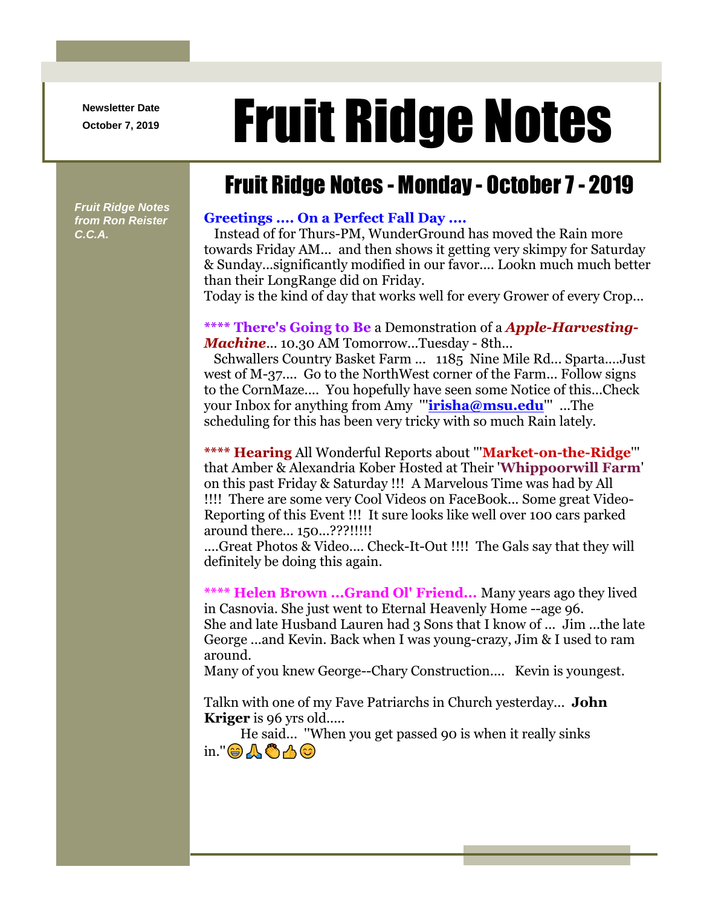**Newsletter Date**
**October 7, 2019**

# Fruit Ridge Notes

***Fruit Ridge Notes from Ron Reister C.C.A.***

## Fruit Ridge Notes - Monday - October 7 - 2019

**Greetings .... On a Perfect Fall Day ....**

Instead of for Thurs-PM, WunderGround has moved the Rain more towards Friday AM... and then shows it getting very skimpy for Saturday & Sunday...significantly modified in our favor.... Lookn much much better than their LongRange did on Friday.

Today is the kind of day that works well for every Grower of every Crop...

**\*\*\*\* There's Going to Be** a Demonstration of a ***Apple-Harvesting-Machine***... 10.30 AM Tomorrow...Tuesday - 8th...

Schwallers Country Basket Farm ... 1185 Nine Mile Rd... Sparta....Just west of M-37.... Go to the NorthWest corner of the Farm... Follow signs to the CornMaze.... You hopefully have seen some Notice of this...Check your Inbox for anything from Amy '"**irisha@msu.edu**"' ...The scheduling for this has been very tricky with so much Rain lately.

**\*\*\*\* Hearing** All Wonderful Reports about '"**Market-on-the-Ridge**"' that Amber & Alexandria Kober Hosted at Their '**Whippoorwill Farm**' on this past Friday & Saturday !!! A Marvelous Time was had by All !!!! There are some very Cool Videos on FaceBook... Some great Video-Reporting of this Event !!! It sure looks like well over 100 cars parked around there... 150...???!!!!!

....Great Photos & Video.... Check-It-Out !!!! The Gals say that they will definitely be doing this again.

**\*\*\*\* Helen Brown ...Grand Ol' Friend...** Many years ago they lived in Casnovia. She just went to Eternal Heavenly Home --age 96.

She and late Husband Lauren had 3 Sons that I know of ... Jim ...the late George ...and Kevin. Back when I was young-crazy, Jim & I used to ram around.

Many of you knew George--Chary Construction.... Kevin is youngest.

Talkn with one of my Fave Patriarchs in Church yesterday... **John Kriger** is 96 yrs old.....

He said... "When you get passed 90 is when it really sinks in."😁🙏👏👍😊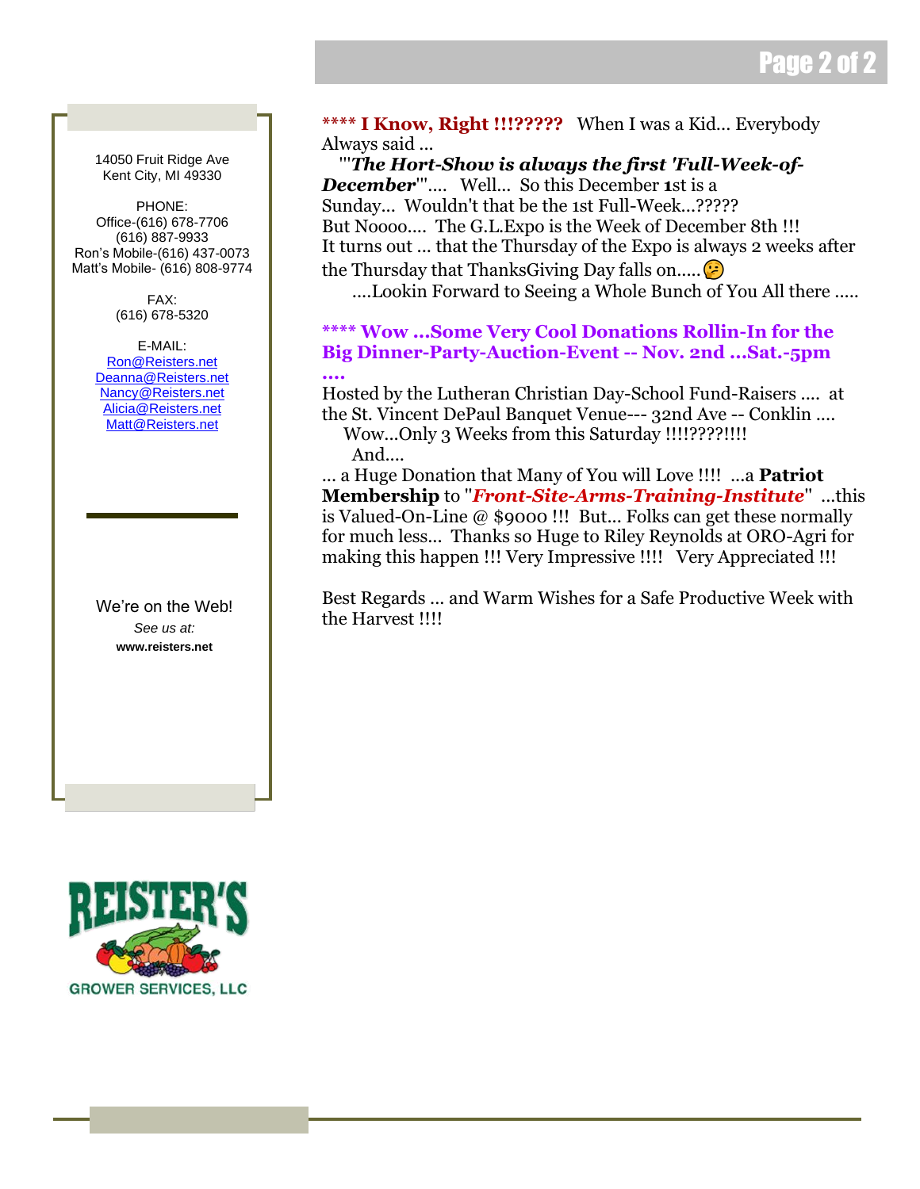14050 Fruit Ridge Ave
Kent City, MI 49330

PHONE:
Office-(616) 678-7706
(616) 887-9933
Ron's Mobile-(616) 437-0073
Matt's Mobile- (616) 808-9774

FAX:
(616) 678-5320

E-MAIL:
Ron@Reisters.net
Deanna@Reisters.net
Nancy@Reisters.net
Alicia@Reisters.net
Matt@Reisters.net

We're on the Web!
*See us at:*
**www.reisters.net**

REISTER'S
GROWER SERVICES, LLC

**\*\*\*\* I Know, Right !!!?????** When I was a Kid... Everybody Always said ...

"'***The Hort-Show is always the first 'Full-Week-of-December***'".... Well... So this December **1**st is a Sunday... Wouldn't that be the 1st Full-Week...????? But Noooo.... The G.L.Expo is the Week of December 8th !!! It turns out ... that the Thursday of the Expo is always 2 weeks after the Thursday that ThanksGiving Day falls on..... 😕

....Lookin Forward to Seeing a Whole Bunch of You All there .....

**\*\*\*\* Wow ...Some Very Cool Donations Rollin-In for the Big Dinner-Party-Auction-Event -- Nov. 2nd ...Sat.-5pm ....**

Hosted by the Lutheran Christian Day-School Fund-Raisers .... at the St. Vincent DePaul Banquet Venue--- 32nd Ave -- Conklin ....

Wow...Only 3 Weeks from this Saturday !!!!????!!!!

And....

... a Huge Donation that Many of You will Love !!!! ...a **Patriot Membership** to "***Front-Site-Arms-Training-Institute***" ...this is Valued-On-Line @ $9000 !!! But... Folks can get these normally for much less... Thanks so Huge to Riley Reynolds at ORO-Agri for making this happen !!! Very Impressive !!!! Very Appreciated !!!

Best Regards ... and Warm Wishes for a Safe Productive Week with the Harvest !!!!